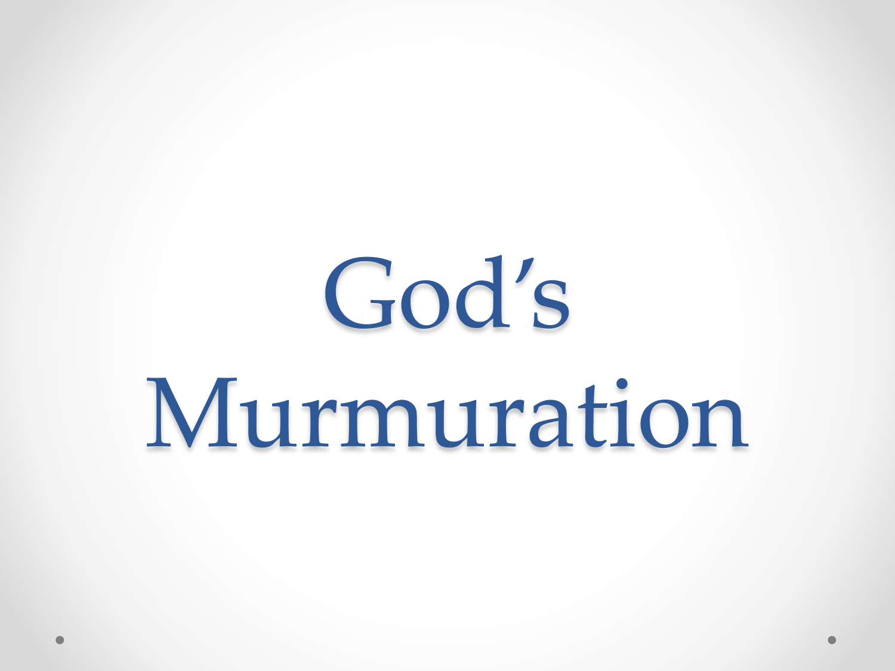# God's Murmuration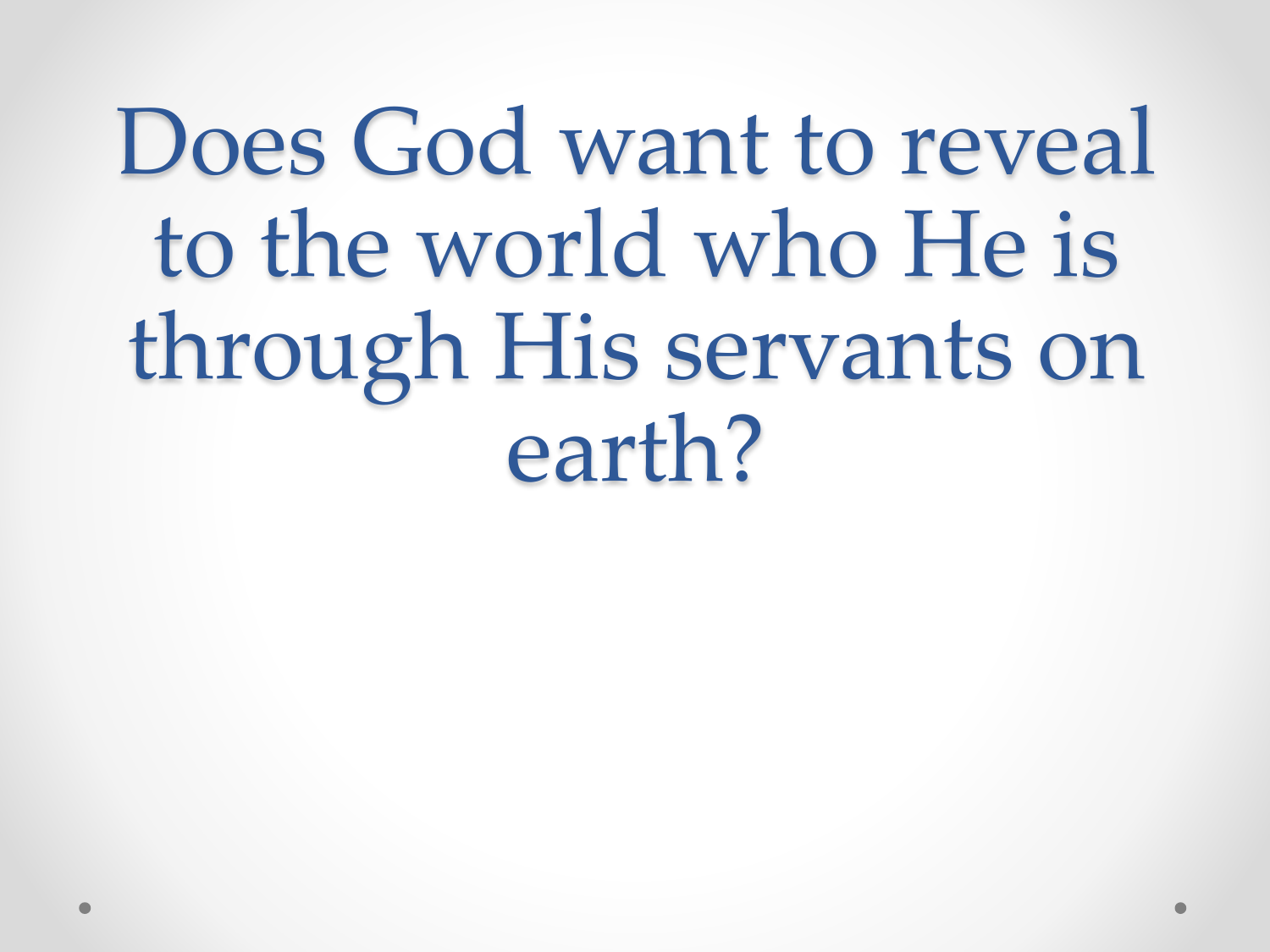# Does God want to reveal to the world who He is through His servants on earth?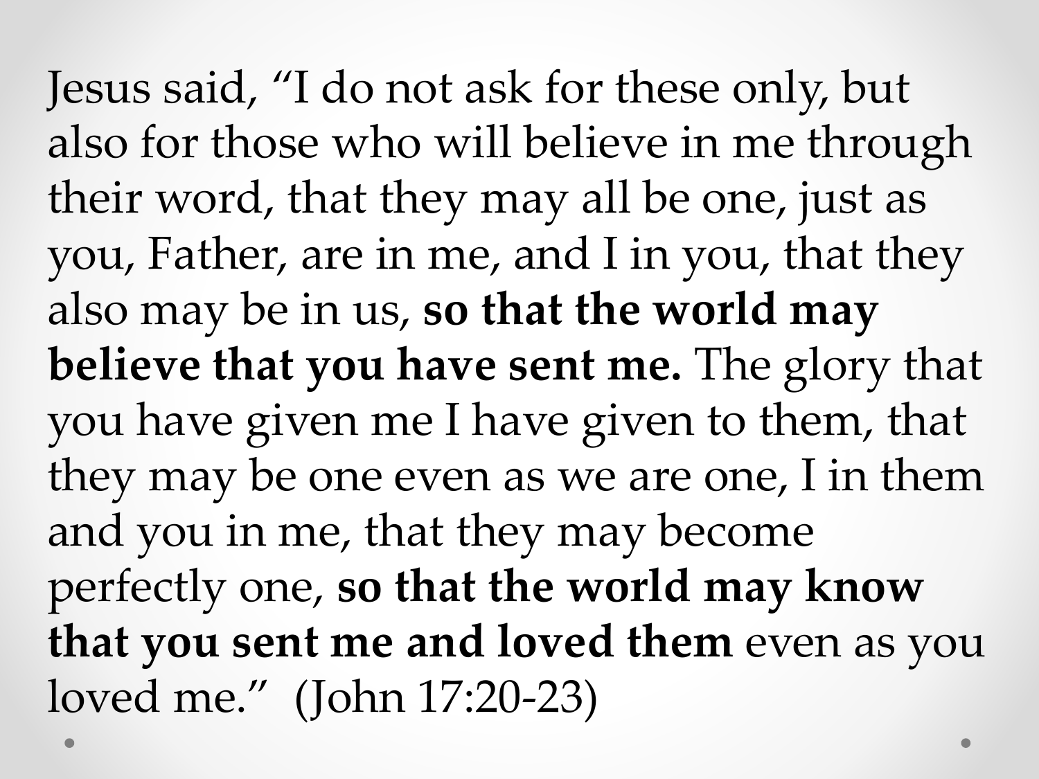Jesus said, “I do not ask for these only, but also for those who will believe in me through their word, that they may all be one, just as you, Father, are in me, and I in you, that they also may be in us, **so that the world may believe that you have sent me.** The glory that you have given me I have given to them, that they may be one even as we are one, I in them and you in me, that they may become perfectly one, **so that the world may know that you sent me and loved them** even as you loved me.” (John 17:20-23)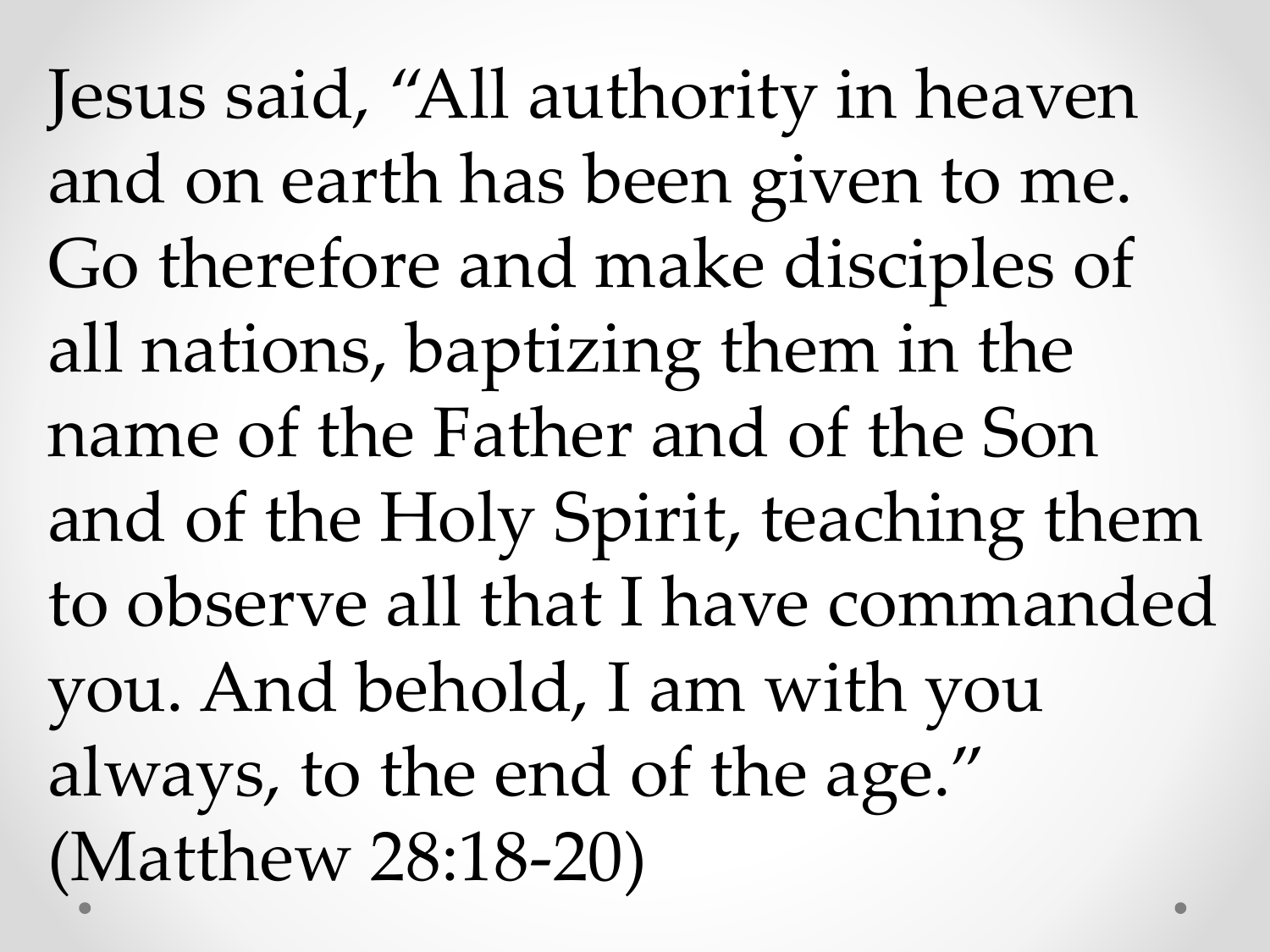Jesus said, “All authority in heaven and on earth has been given to me. Go therefore and make disciples of all nations, baptizing them in the name of the Father and of the Son and of the Holy Spirit, teaching them to observe all that I have commanded you. And behold, I am with you always, to the end of the age.” (Matthew 28:18-20)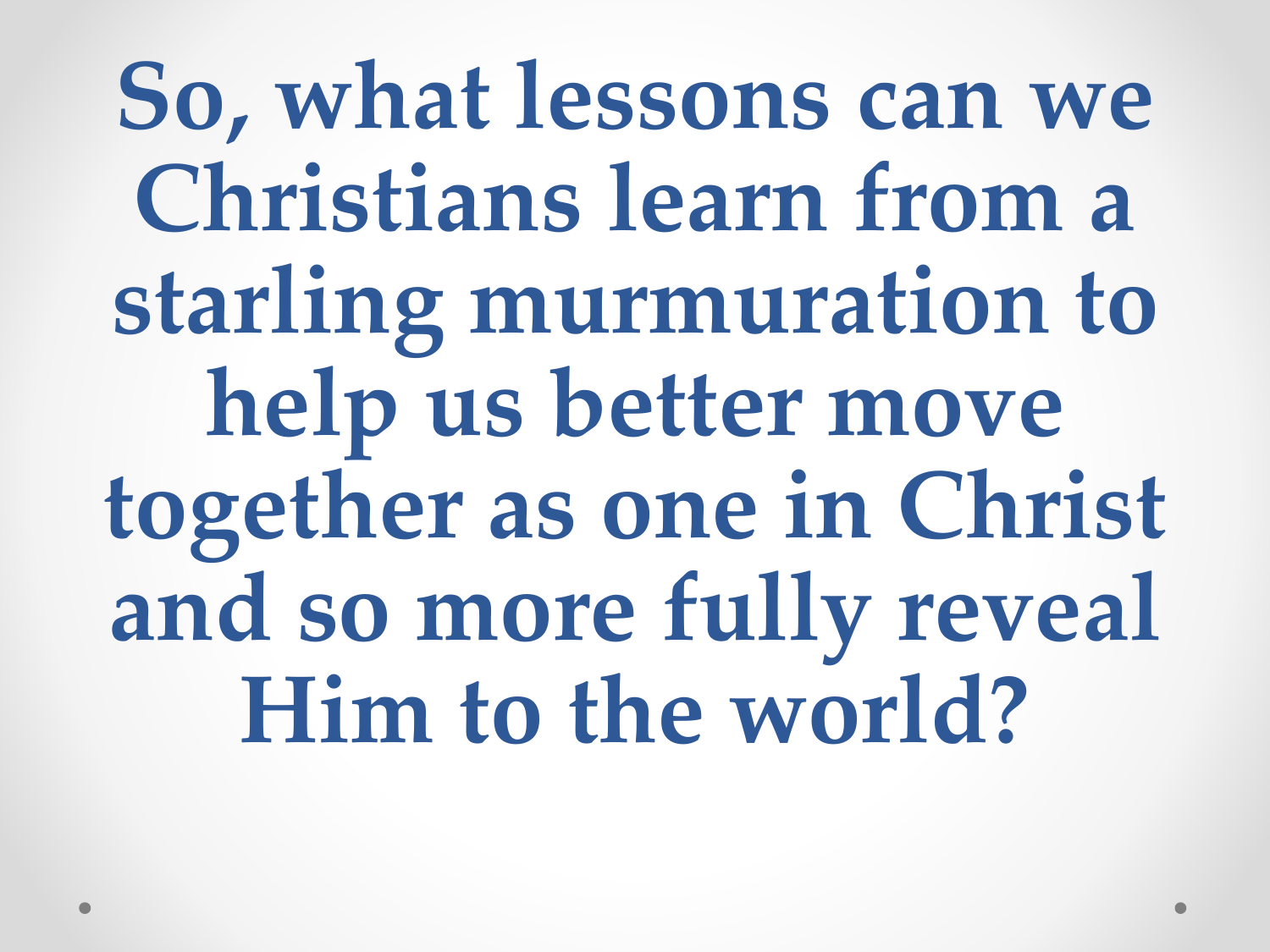# So, what lessons can we Christians learn from a starling murmuration to help us better move together as one in Christ and so more fully reveal Him to the world?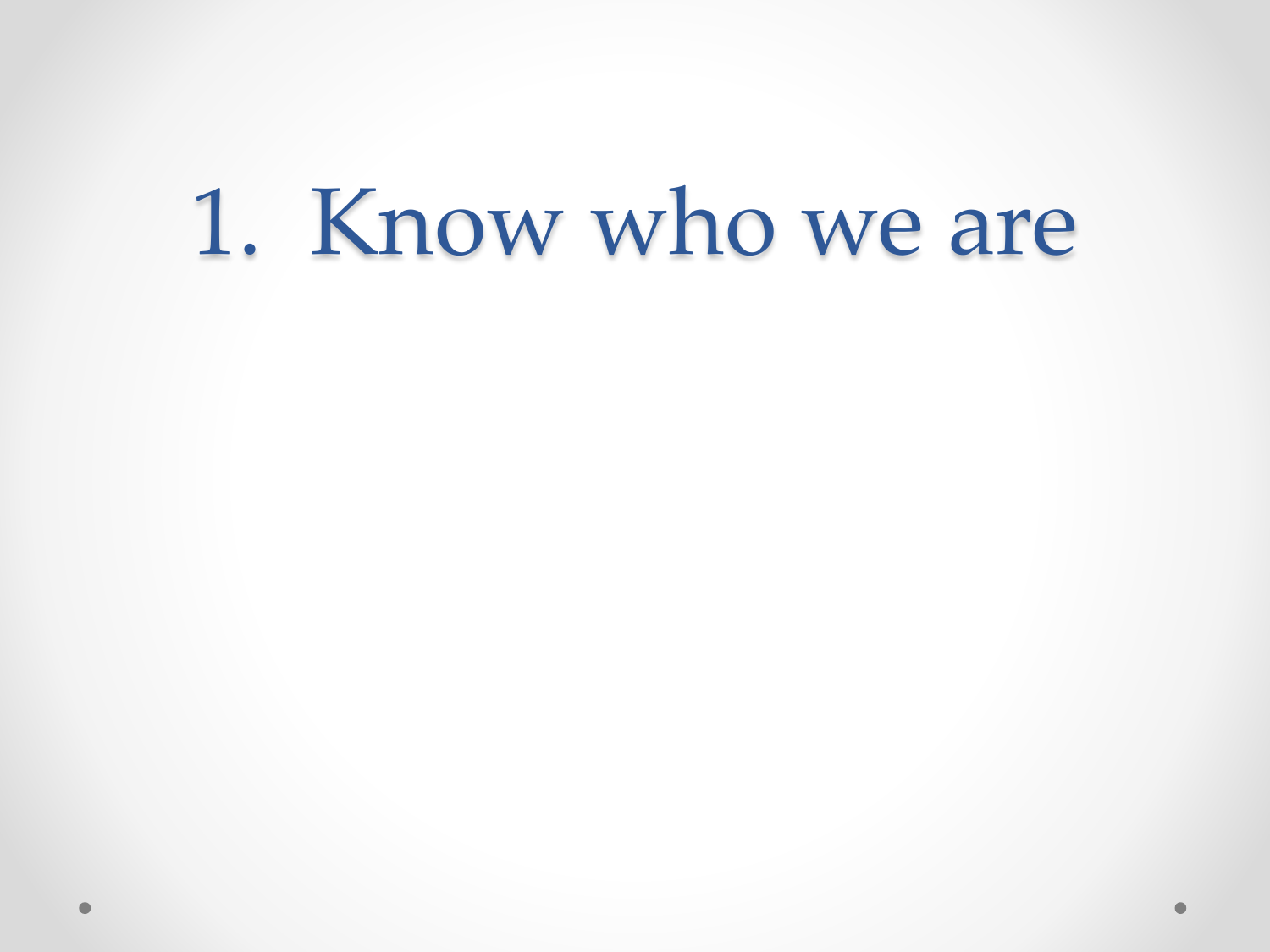# 1. Know who we are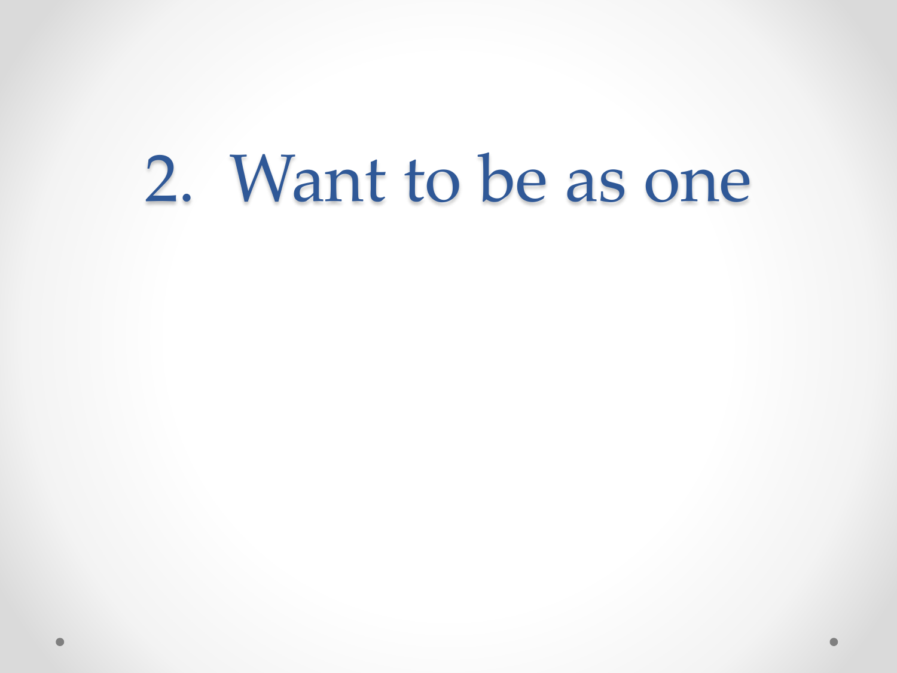# 2. Want to be as one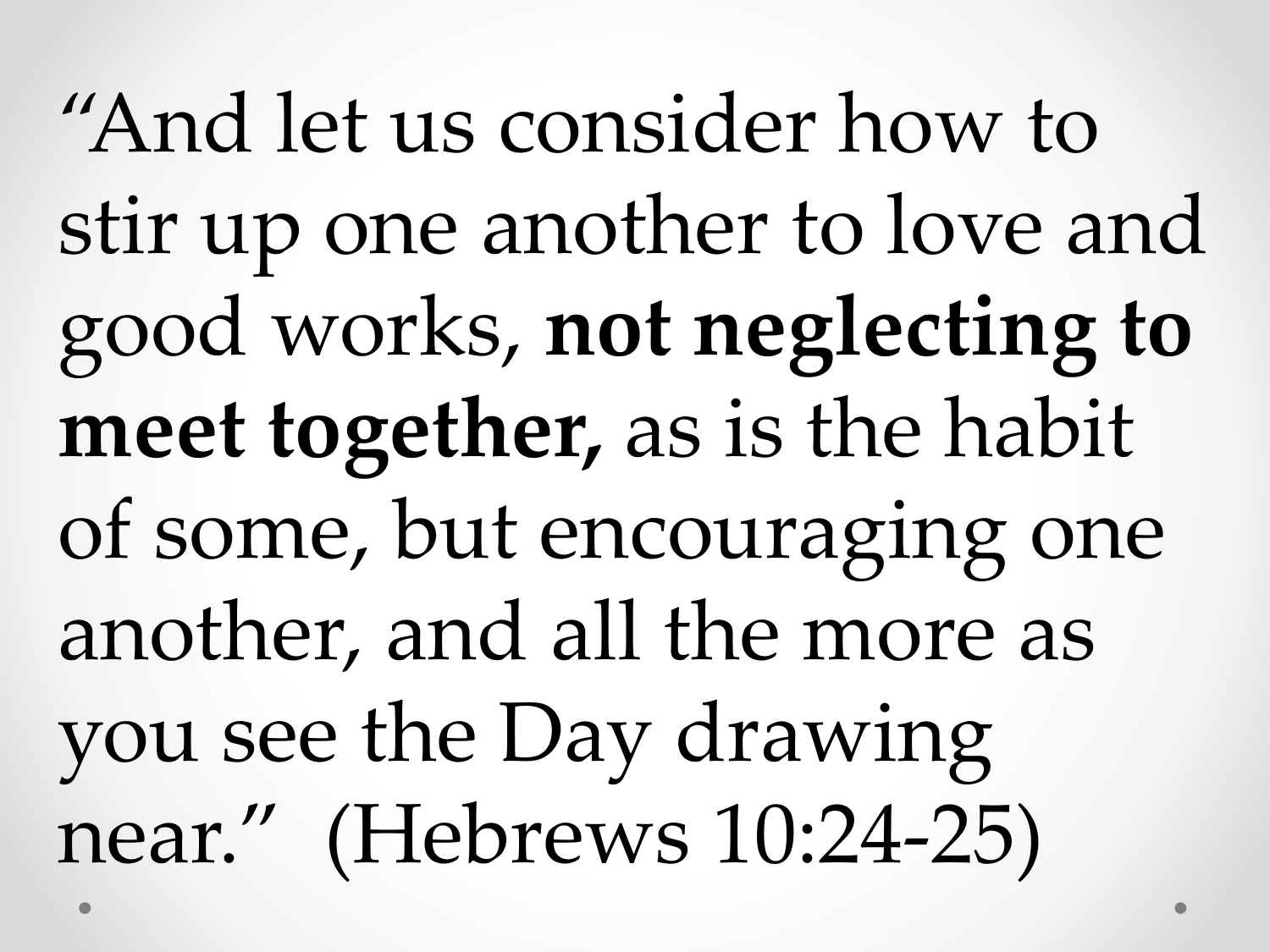"And let us consider how to stir up one another to love and good works, **not neglecting to meet together,** as is the habit of some, but encouraging one another, and all the more as you see the Day drawing near." (Hebrews 10:24-25)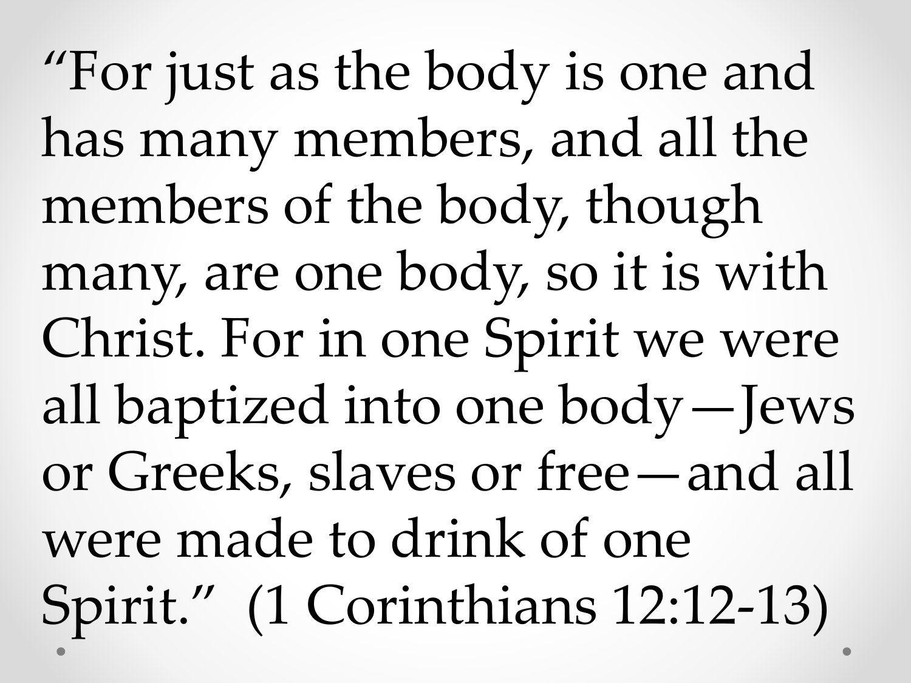"For just as the body is one and has many members, and all the members of the body, though many, are one body, so it is with Christ. For in one Spirit we were all baptized into one body—Jews or Greeks, slaves or free—and all were made to drink of one Spirit." (1 Corinthians 12:12-13)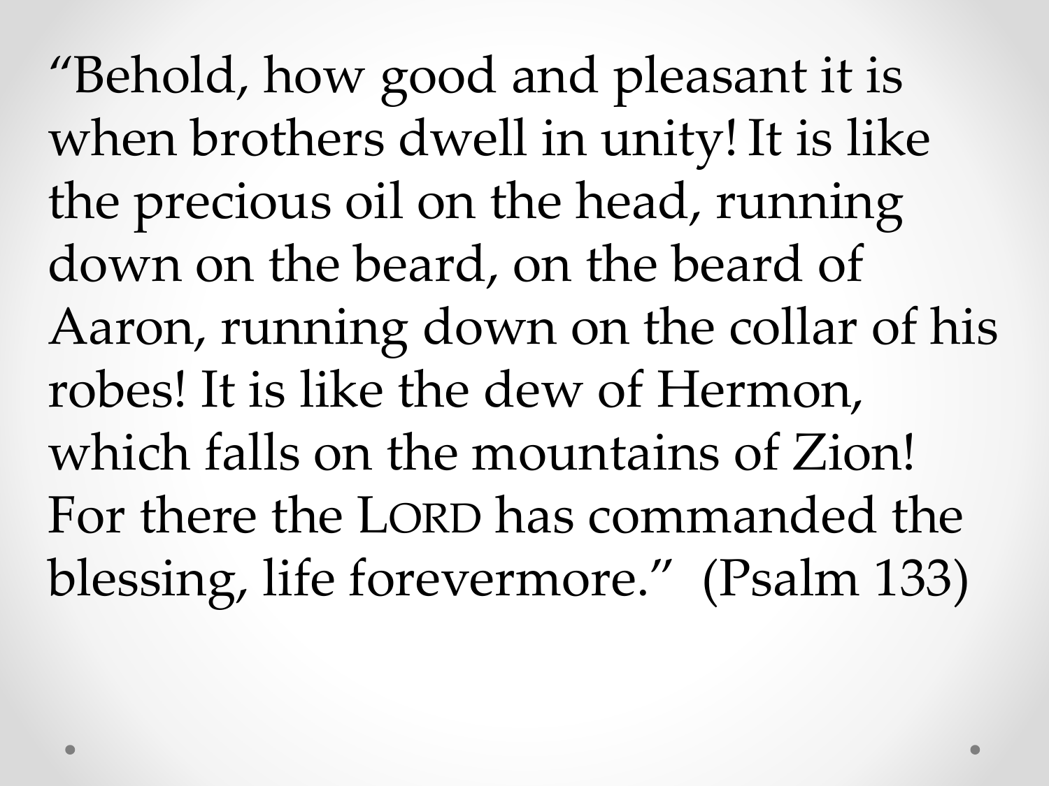"Behold, how good and pleasant it is when brothers dwell in unity! It is like the precious oil on the head, running down on the beard, on the beard of Aaron, running down on the collar of his robes! It is like the dew of Hermon, which falls on the mountains of Zion! For there the LORD has commanded the blessing, life forevermore." (Psalm 133)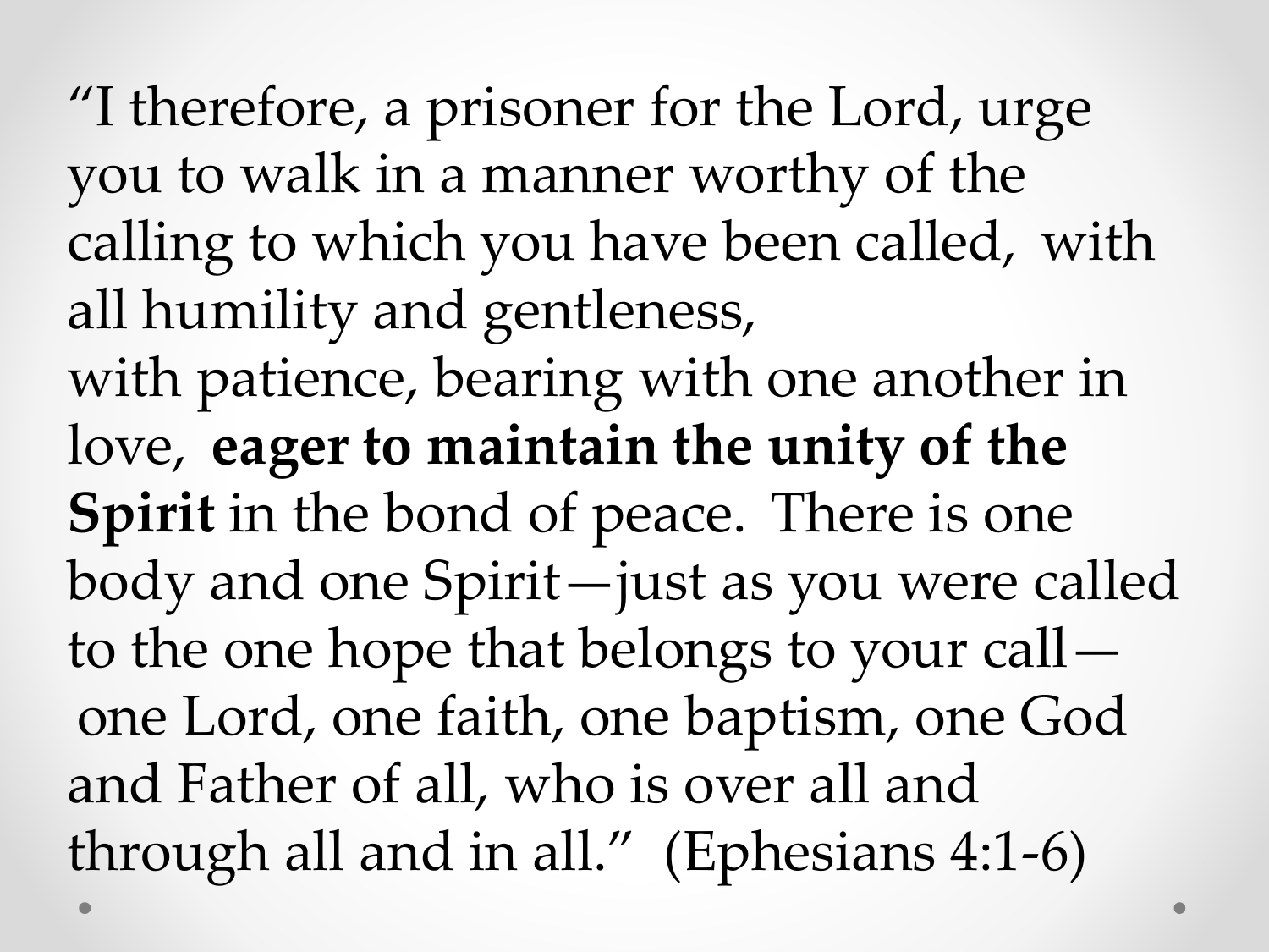"I therefore, a prisoner for the Lord, urge you to walk in a manner worthy of the calling to which you have been called, with all humility and gentleness,
with patience, bearing with one another in love, **eager to maintain the unity of the Spirit** in the bond of peace. There is one body and one Spirit—just as you were called to the one hope that belongs to your call— one Lord, one faith, one baptism, one God and Father of all, who is over all and through all and in all." (Ephesians 4:1-6)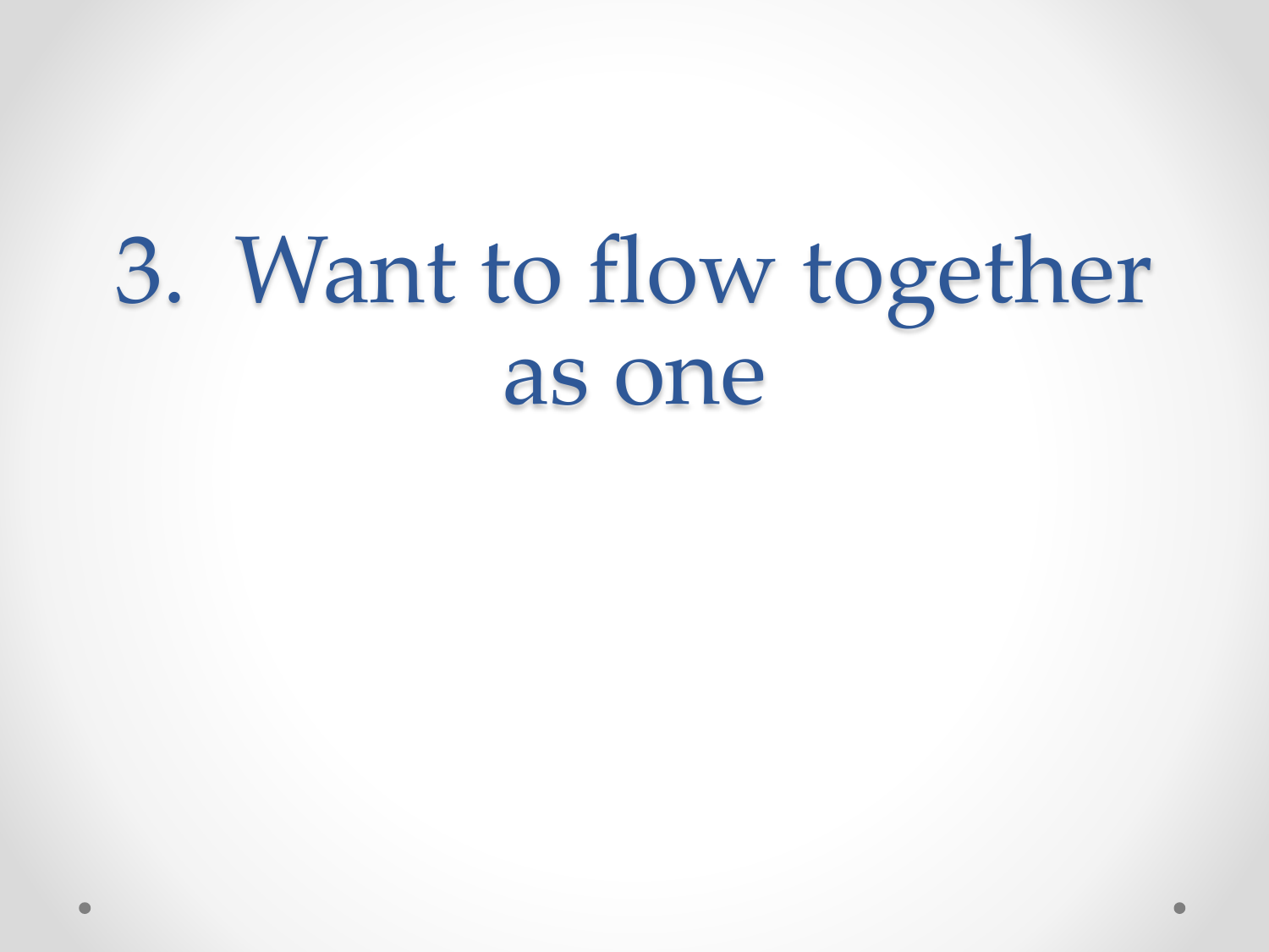# 3. Want to flow together as one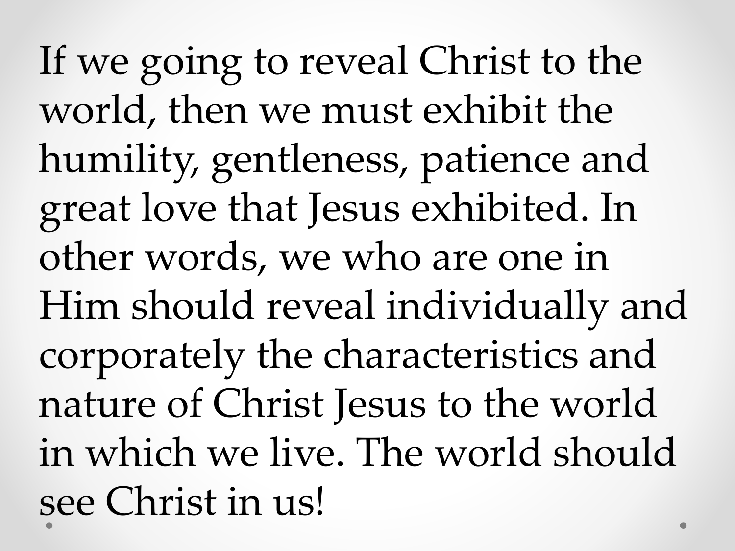If we going to reveal Christ to the world, then we must exhibit the humility, gentleness, patience and great love that Jesus exhibited. In other words, we who are one in Him should reveal individually and corporately the characteristics and nature of Christ Jesus to the world in which we live. The world should see Christ in us!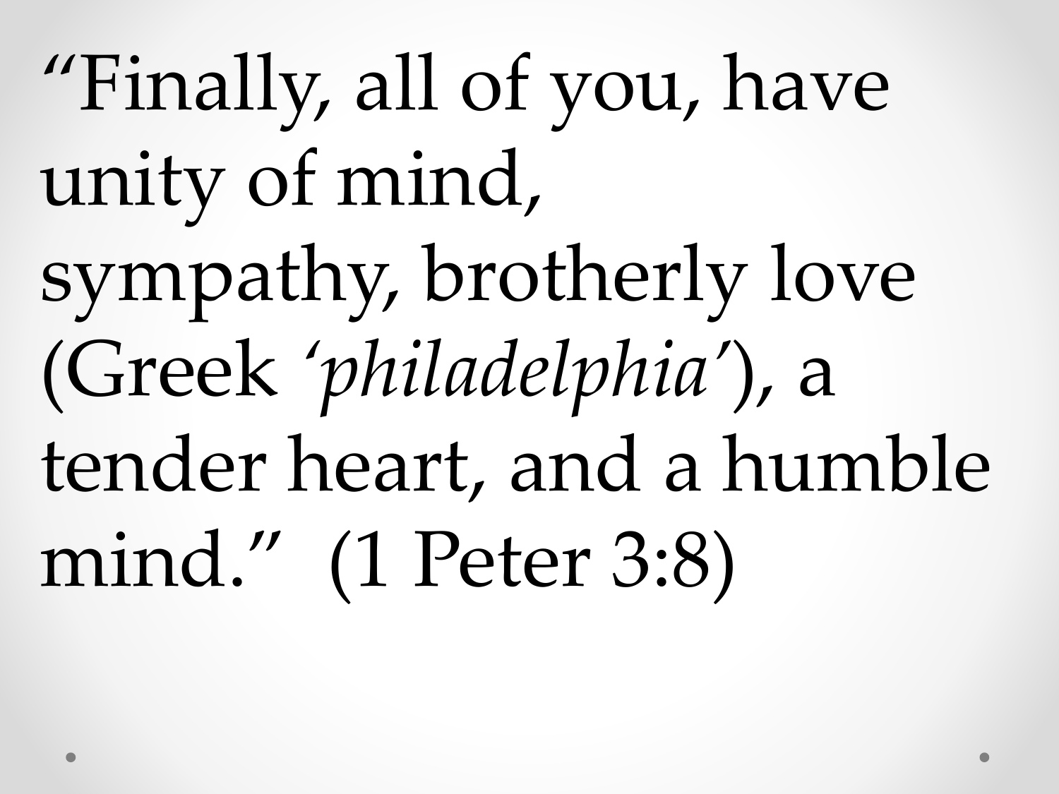"Finally, all of you, have unity of mind, sympathy, brotherly love (Greek *'philadelphia'*), a tender heart, and a humble mind." (1 Peter 3:8)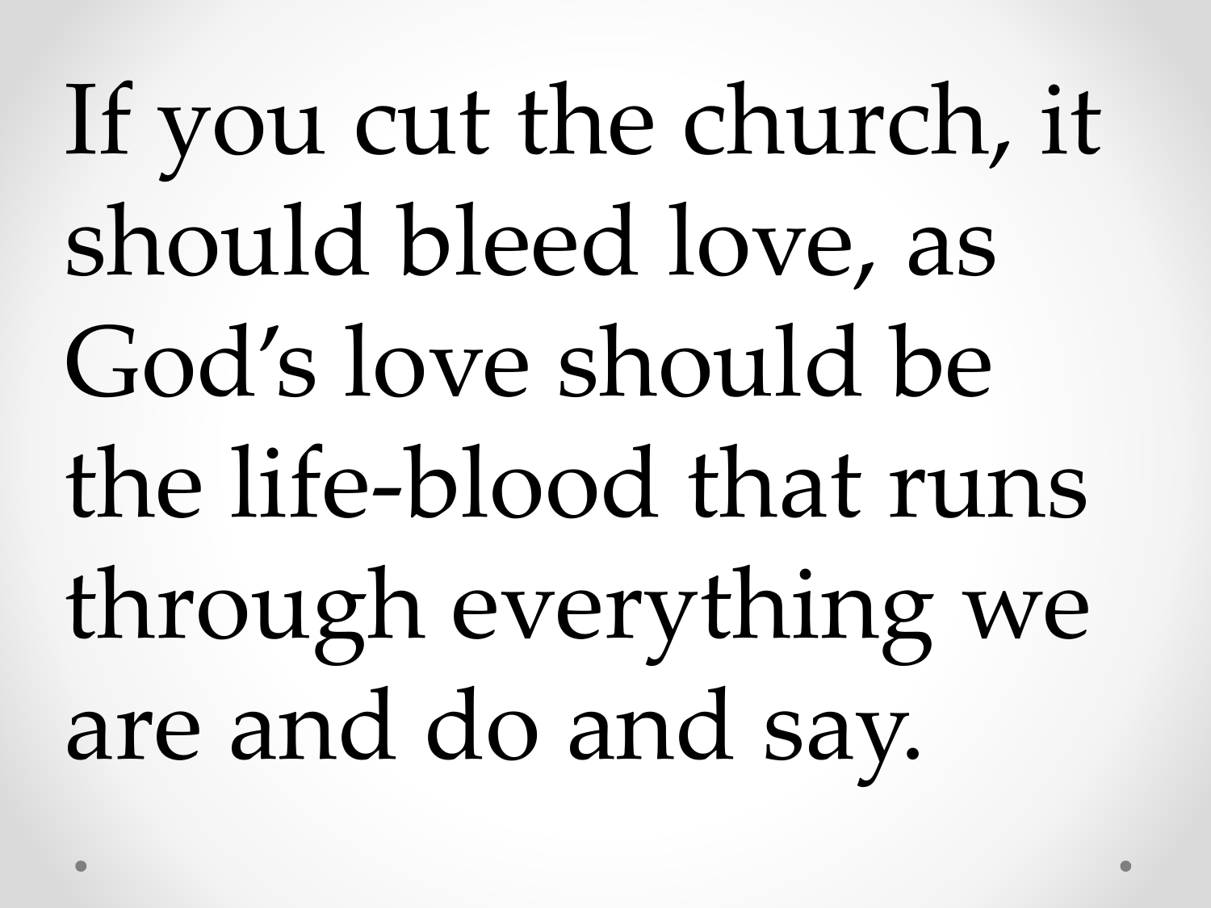If you cut the church, it should bleed love, as God's love should be the life-blood that runs through everything we are and do and say.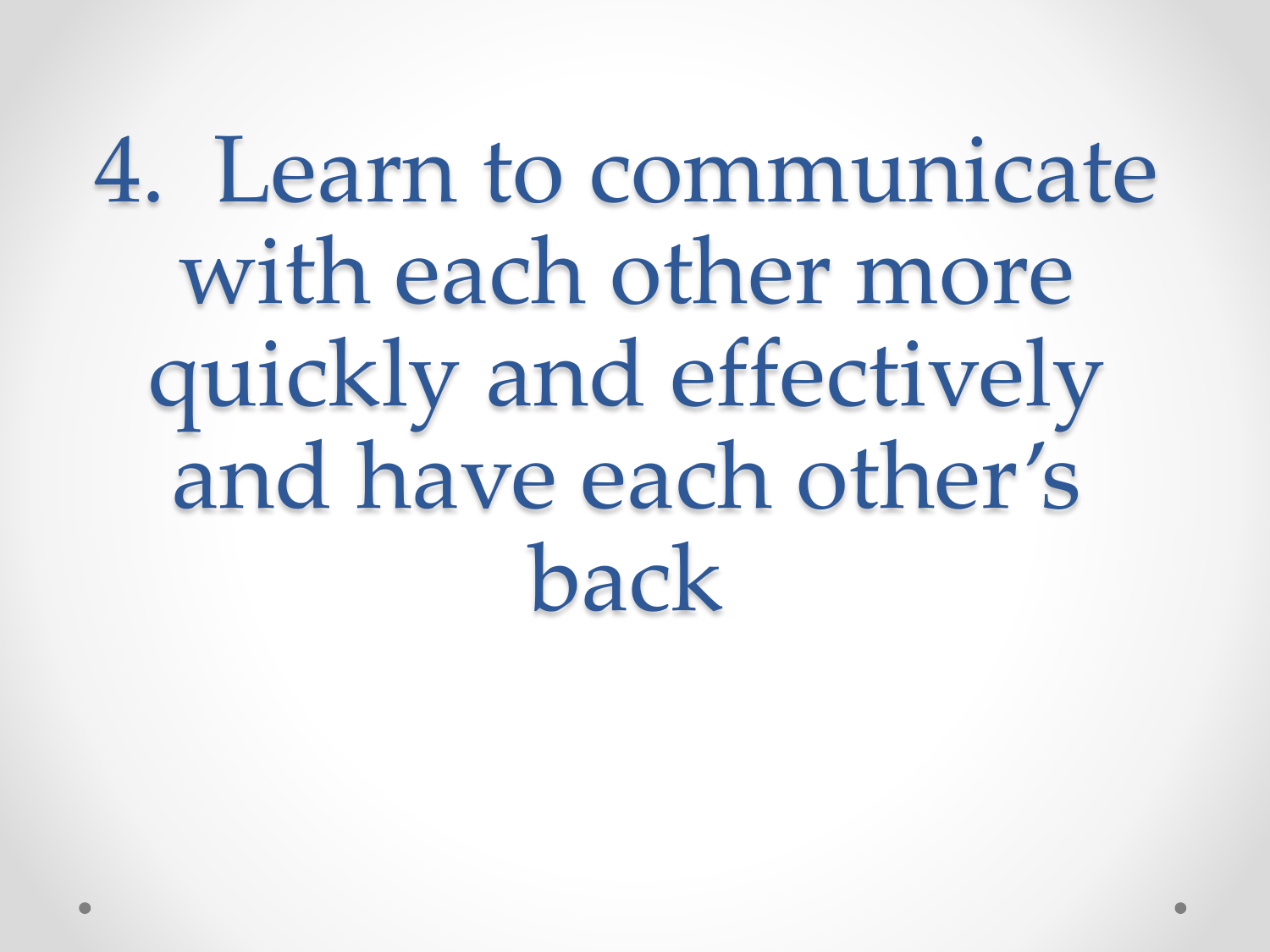# 4. Learn to communicate with each other more quickly and effectively and have each other's back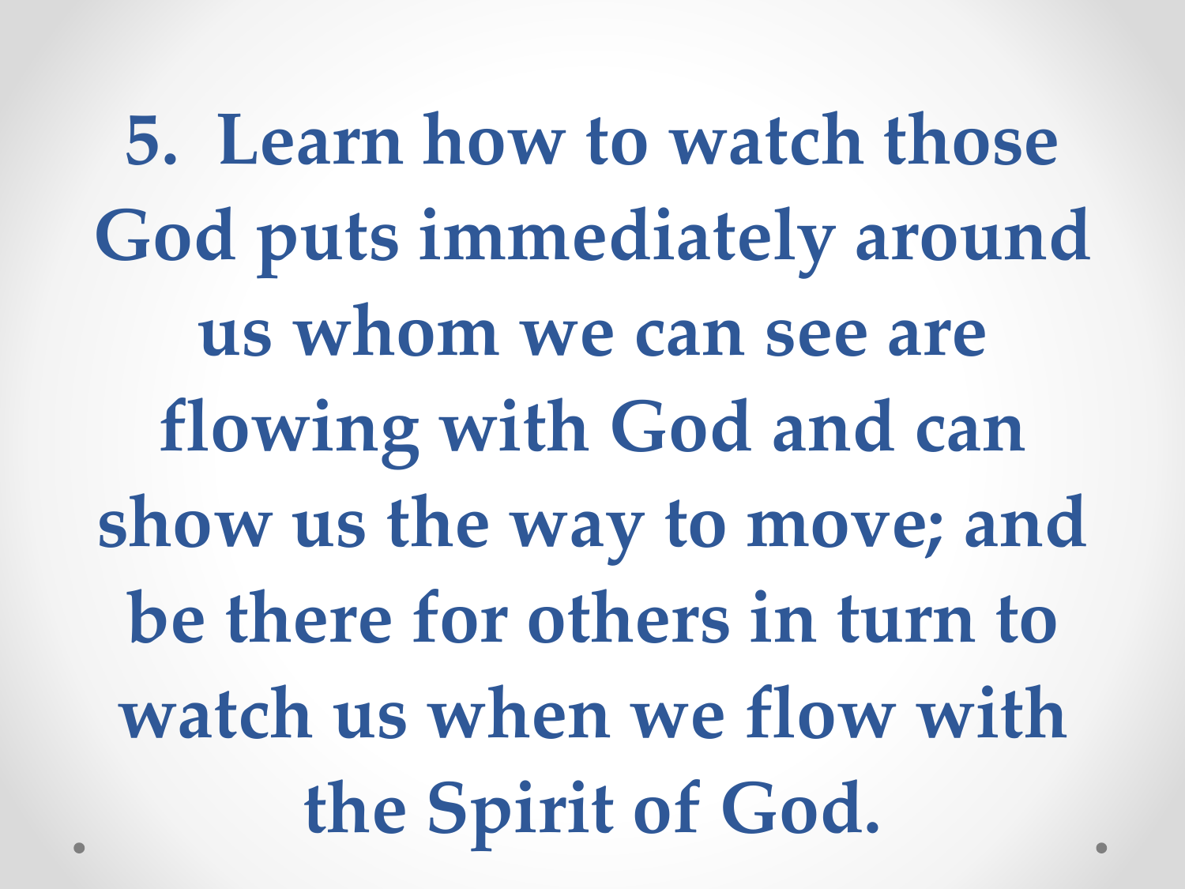**5. Learn how to watch those God puts immediately around us whom we can see are flowing with God and can show us the way to move; and be there for others in turn to watch us when we flow with the Spirit of God.**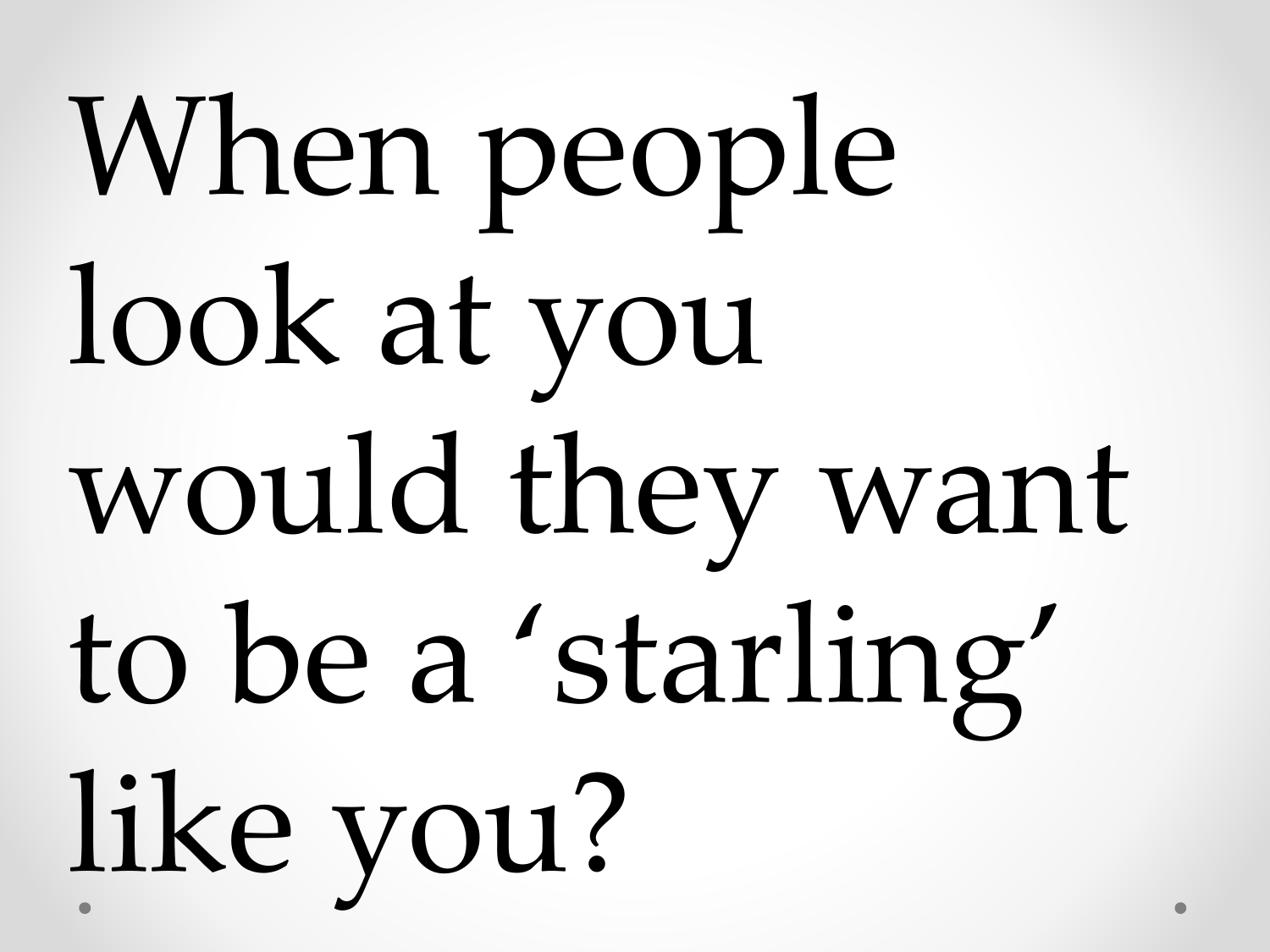# When people look at you would they want to be a ‘starling’ like you?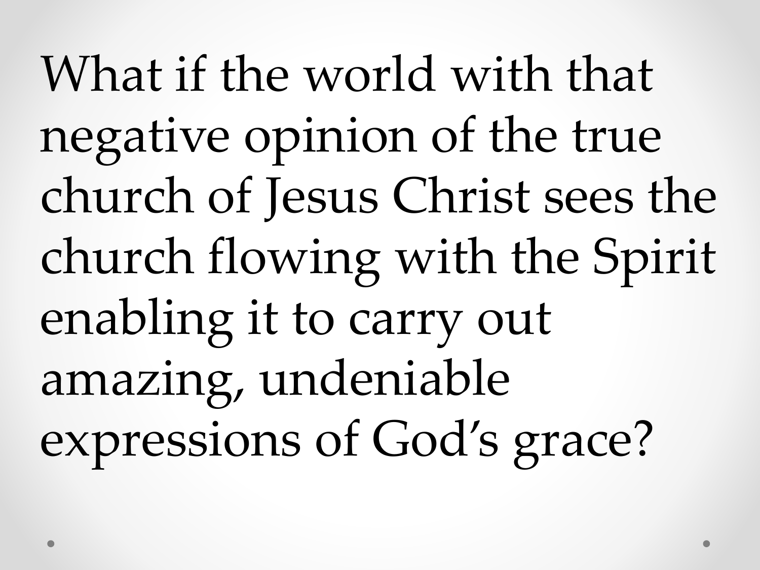What if the world with that negative opinion of the true church of Jesus Christ sees the church flowing with the Spirit enabling it to carry out amazing, undeniable expressions of God's grace?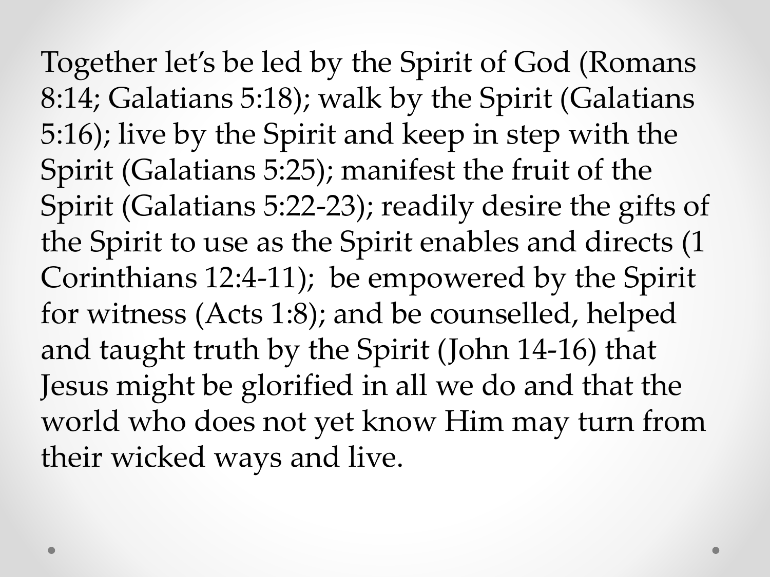Together let's be led by the Spirit of God (Romans 8:14; Galatians 5:18); walk by the Spirit (Galatians 5:16); live by the Spirit and keep in step with the Spirit (Galatians 5:25); manifest the fruit of the Spirit (Galatians 5:22-23); readily desire the gifts of the Spirit to use as the Spirit enables and directs (1 Corinthians 12:4-11); be empowered by the Spirit for witness (Acts 1:8); and be counselled, helped and taught truth by the Spirit (John 14-16) that Jesus might be glorified in all we do and that the world who does not yet know Him may turn from their wicked ways and live.